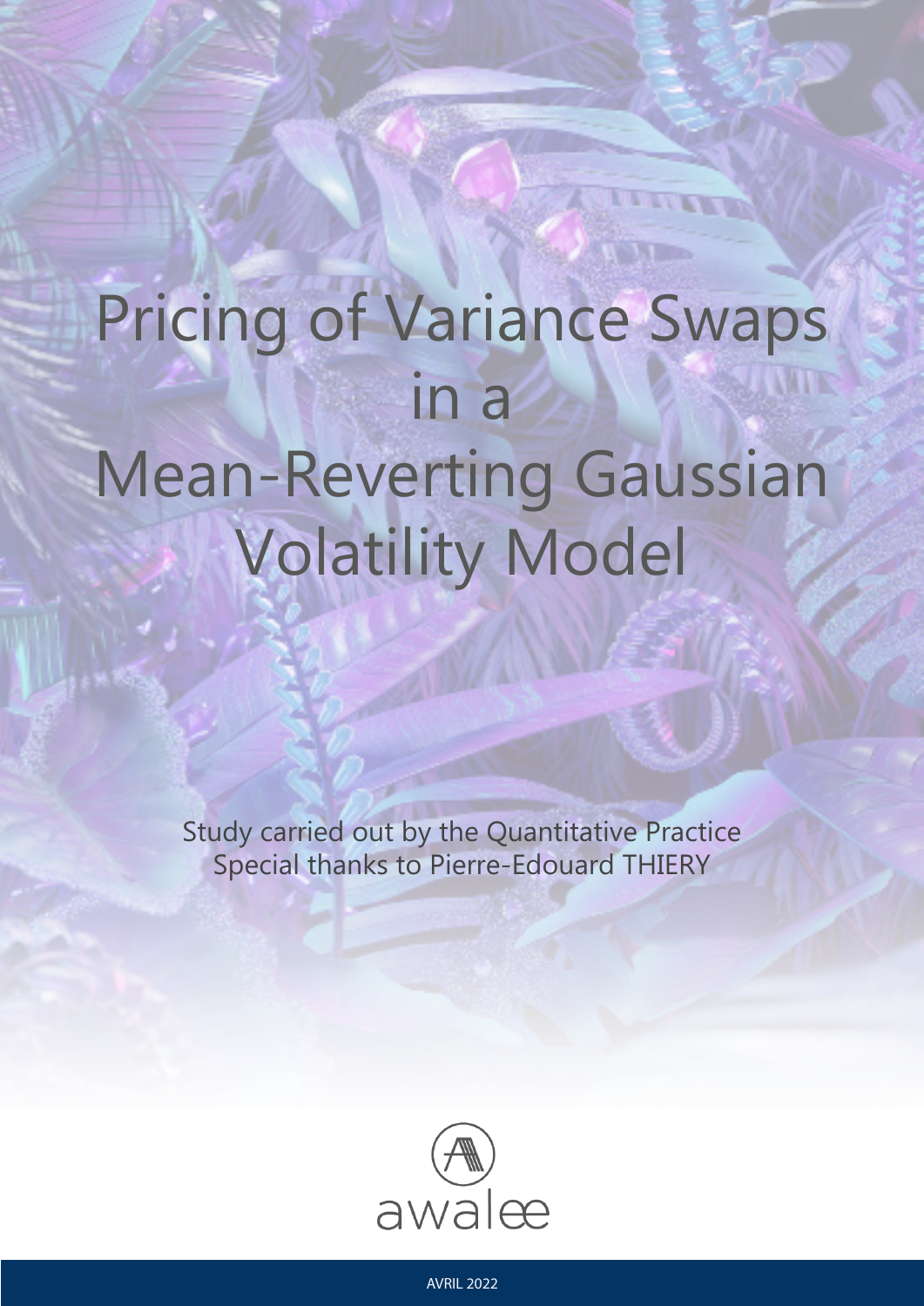# Pricing of Variance Swaps in a Mean-Reverting Gaussian Volatility Model

Study carried out by the Quantitative Practice
Special thanks to Pierre-Edouard THIERY

awalee

AVRIL 2022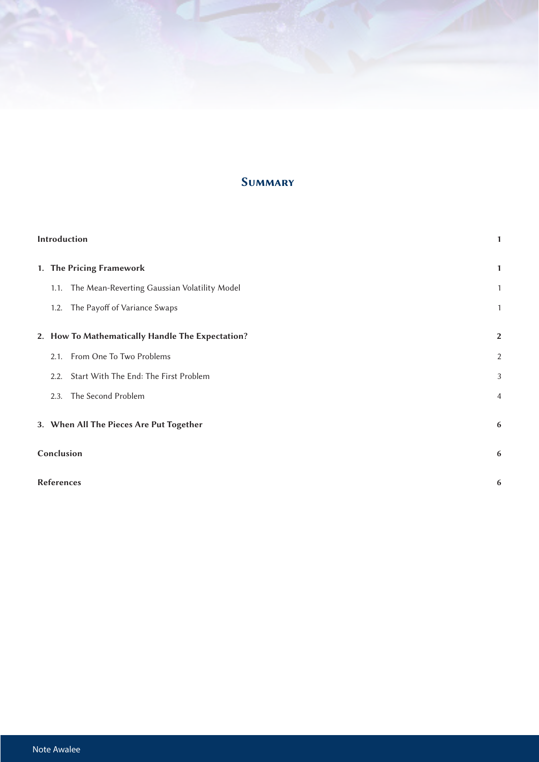# Summary

| | |
|---|---|
| **Introduction** | **1** |
| **1. The Pricing Framework** | **1** |
| 1.1. The Mean-Reverting Gaussian Volatility Model | 1 |
| 1.2. The Payoff of Variance Swaps | 1 |
| **2. How To Mathematically Handle The Expectation?** | **2** |
| 2.1. From One To Two Problems | 2 |
| 2.2. Start With The End: The First Problem | 3 |
| 2.3. The Second Problem | 4 |
| **3. When All The Pieces Are Put Together** | **6** |
| **Conclusion** | **6** |
| **References** | **6** |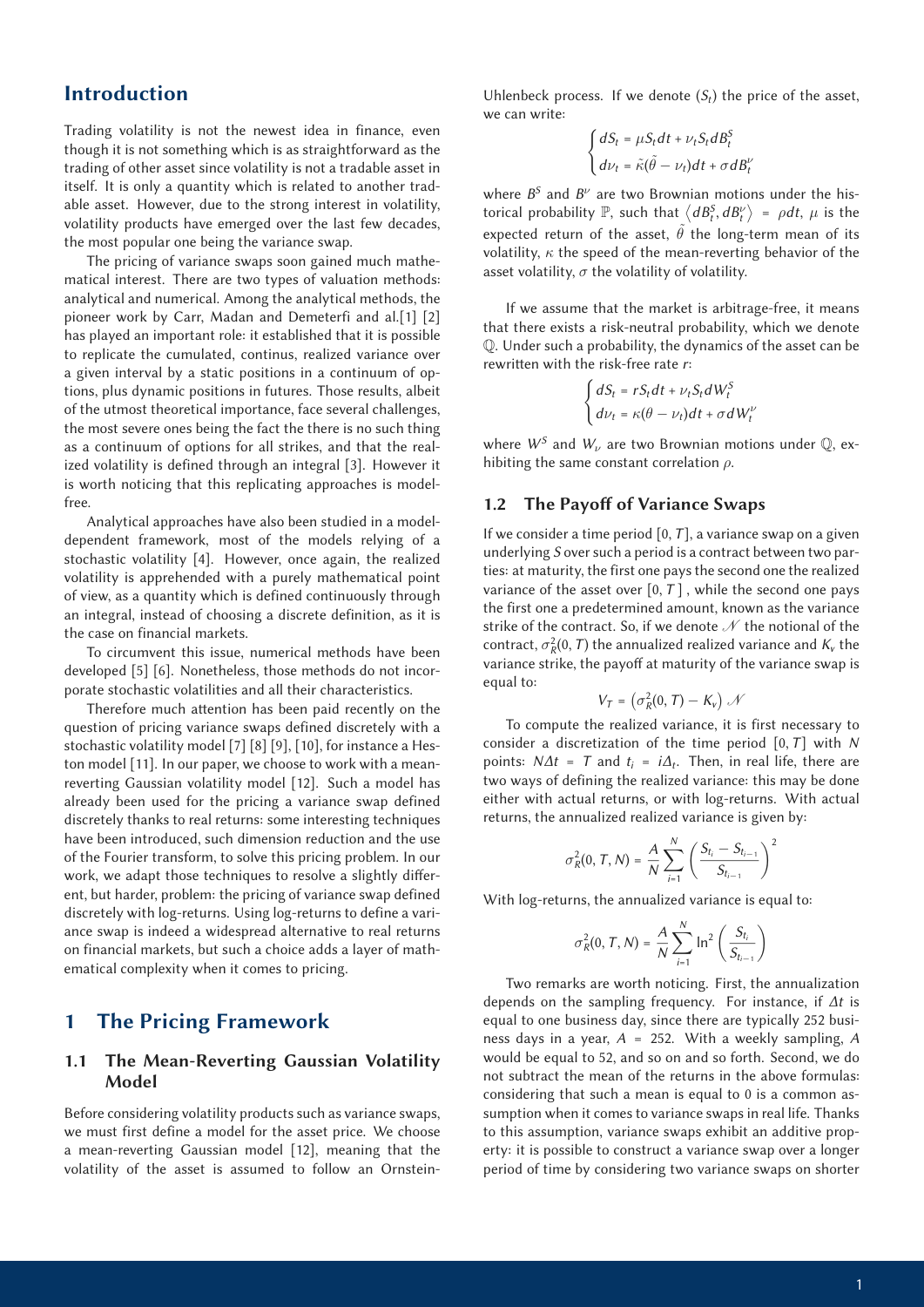## Introduction

Trading volatility is not the newest idea in finance, even though it is not something which is as straightforward as the trading of other asset since volatility is not a tradable asset in itself. It is only a quantity which is related to another tradable asset. However, due to the strong interest in volatility, volatility products have emerged over the last few decades, the most popular one being the variance swap.

The pricing of variance swaps soon gained much mathematical interest. There are two types of valuation methods: analytical and numerical. Among the analytical methods, the pioneer work by Carr, Madan and Demeterfi and al.[1] [2] has played an important role: it established that it is possible to replicate the cumulated, continus, realized variance over a given interval by a static positions in a continuum of options, plus dynamic positions in futures. Those results, albeit of the utmost theoretical importance, face several challenges, the most severe ones being the fact the there is no such thing as a continuum of options for all strikes, and that the realized volatility is defined through an integral [3]. However it is worth noticing that this replicating approaches is model-free.

Analytical approaches have also been studied in a model-dependent framework, most of the models relying of a stochastic volatility [4]. However, once again, the realized volatility is apprehended with a purely mathematical point of view, as a quantity which is defined continuously through an integral, instead of choosing a discrete definition, as it is the case on financial markets.

To circumvent this issue, numerical methods have been developed [5] [6]. Nonetheless, those methods do not incorporate stochastic volatilities and all their characteristics.

Therefore much attention has been paid recently on the question of pricing variance swaps defined discretely with a stochastic volatility model [7] [8] [9], [10], for instance a Heston model [11]. In our paper, we choose to work with a mean-reverting Gaussian volatility model [12]. Such a model has already been used for the pricing a variance swap defined discretely thanks to real returns: some interesting techniques have been introduced, such dimension reduction and the use of the Fourier transform, to solve this pricing problem. In our work, we adapt those techniques to resolve a slightly different, but harder, problem: the pricing of variance swap defined discretely with log-returns. Using log-returns to define a variance swap is indeed a widespread alternative to real returns on financial markets, but such a choice adds a layer of mathematical complexity when it comes to pricing.

# 1 The Pricing Framework

## 1.1 The Mean-Reverting Gaussian Volatility Model

Before considering volatility products such as variance swaps, we must first define a model for the asset price. We choose a mean-reverting Gaussian model [12], meaning that the volatility of the asset is assumed to follow an Ornstein-Uhlenbeck process. If we denote $(S_t)$ the price of the asset, we can write:

$$
\begin{cases}
dS_t = \mu S_t dt + \nu_t S_t dB_t^S \\
d\nu_t = \tilde{\kappa}(\tilde{\theta} - \nu_t)dt + \sigma dB_t^\nu
\end{cases}
$$

where $B^S$ and $B^\nu$ are two Brownian motions under the historical probability $\mathbb{P}$, such that $\left\langle dB_t^S, dB_t^\nu \right\rangle = \rho dt$, $\mu$ is the expected return of the asset, $\tilde{\theta}$ the long-term mean of its volatility, $\kappa$ the speed of the mean-reverting behavior of the asset volatility, $\sigma$ the volatility of volatility.

If we assume that the market is arbitrage-free, it means that there exists a risk-neutral probability, which we denote $\mathbb{Q}$. Under such a probability, the dynamics of the asset can be rewritten with the risk-free rate $r$:

$$
\begin{cases}
dS_t = rS_t dt + \nu_t S_t dW_t^S \\
d\nu_t = \kappa(\theta - \nu_t)dt + \sigma dW_t^\nu
\end{cases}
$$

where $W^S$ and $W_\nu$ are two Brownian motions under $\mathbb{Q}$, exhibiting the same constant correlation $\rho$.

## 1.2 The Payoff of Variance Swaps

If we consider a time period $[0, T]$, a variance swap on a given underlying $S$ over such a period is a contract between two parties: at maturity, the first one pays the second one the realized variance of the asset over $[0, T]$, while the second one pays the first one a predetermined amount, known as the variance strike of the contract. So, if we denote $\mathcal{N}$ the notional of the contract, $\sigma_R^2(0, T)$ the annualized realized variance and $K_v$ the variance strike, the payoff at maturity of the variance swap is equal to:

$$
V_T = \left(\sigma_R^2(0, T) - K_v\right) \mathcal{N}
$$

To compute the realized variance, it is first necessary to consider a discretization of the time period $[0, T]$ with $N$ points: $N\Delta t = T$ and $t_i = i\Delta_t$. Then, in real life, there are two ways of defining the realized variance: this may be done either with actual returns, or with log-returns. With actual returns, the annualized realized variance is given by:

$$
\sigma_R^2(0, T, N) = \frac{A}{N} \sum_{i=1}^{N} \left( \frac{S_{t_i} - S_{t_{i-1}}}{S_{t_{i-1}}} \right)^2
$$

With log-returns, the annualized variance is equal to:

$$
\sigma_R^2(0, T, N) = \frac{A}{N} \sum_{i=1}^{N} \ln^2 \left( \frac{S_{t_i}}{S_{t_{i-1}}} \right)
$$

Two remarks are worth noticing. First, the annualization depends on the sampling frequency. For instance, if $\Delta t$ is equal to one business day, since there are typically 252 business days in a year, $A = 252$. With a weekly sampling, $A$ would be equal to 52, and so on and so forth. Second, we do not subtract the mean of the returns in the above formulas: considering that such a mean is equal to 0 is a common assumption when it comes to variance swaps in real life. Thanks to this assumption, variance swaps exhibit an additive property: it is possible to construct a variance swap over a longer period of time by considering two variance swaps on shorter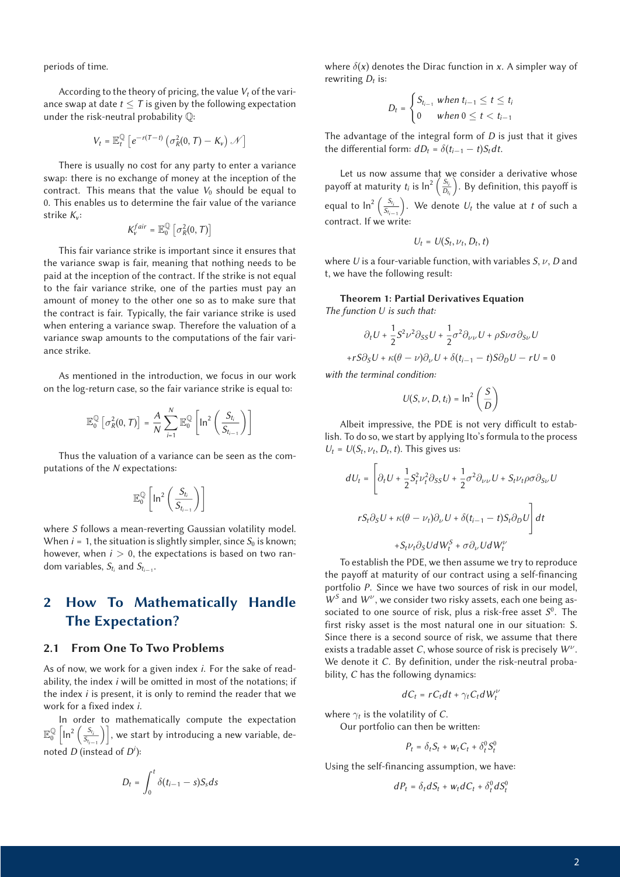periods of time.

According to the theory of pricing, the value $V_t$ of the variance swap at date $t \leq T$ is given by the following expectation under the risk-neutral probability $\mathbb{Q}$:

$$V_t = \mathbb{E}_t^{\mathbb{Q}}\left[e^{-r(T-t)}\left(\sigma_R^2(0,T) - K_v\right)\mathcal{N}\right]$$

There is usually no cost for any party to enter a variance swap: there is no exchange of money at the inception of the contract. This means that the value $V_0$ should be equal to 0. This enables us to determine the fair value of the variance strike $K_v$:

$$K_v^{fair} = \mathbb{E}_0^{\mathbb{Q}}\left[\sigma_R^2(0,T)\right]$$

This fair variance strike is important since it ensures that the variance swap is fair, meaning that nothing needs to be paid at the inception of the contract. If the strike is not equal to the fair variance strike, one of the parties must pay an amount of money to the other one so as to make sure that the contract is fair. Typically, the fair variance strike is used when entering a variance swap. Therefore the valuation of a variance swap amounts to the computations of the fair variance strike.

As mentioned in the introduction, we focus in our work on the log-return case, so the fair variance strike is equal to:

$$\mathbb{E}_0^{\mathbb{Q}}\left[\sigma_R^2(0,T)\right] = \frac{A}{N}\sum_{i=1}^{N}\mathbb{E}_0^{\mathbb{Q}}\left[\ln^2\left(\frac{S_{t_i}}{S_{t_{i-1}}}\right)\right]$$

Thus the valuation of a variance can be seen as the computations of the $N$ expectations:

$$\mathbb{E}_0^{\mathbb{Q}}\left[\ln^2\left(\frac{S_{t_i}}{S_{t_{i-1}}}\right)\right]$$

where $S$ follows a mean-reverting Gaussian volatility model. When $i = 1$, the situation is slightly simpler, since $S_0$ is known; however, when $i > 0$, the expectations is based on two random variables, $S_{t_i}$ and $S_{t_{i-1}}$.

## 2 How To Mathematically Handle The Expectation?

### 2.1 From One To Two Problems

As of now, we work for a given index $i$. For the sake of readability, the index $i$ will be omitted in most of the notations; if the index $i$ is present, it is only to remind the reader that we work for a fixed index $i$.

In order to mathematically compute the expectation $\mathbb{E}_0^{\mathbb{Q}}\left[\ln^2\left(\frac{S_{t_i}}{S_{t_{i-1}}}\right)\right]$, we start by introducing a new variable, denoted $D$ (instead of $D^i$):

$$D_t = \int_0^t \delta(t_{i-1} - s) S_s ds$$

where $\delta(x)$ denotes the Dirac function in $x$. A simpler way of rewriting $D_t$ is:

$$D_t = \begin{cases} S_{t_{i-1}} & when\ t_{i-1} \leq t \leq t_i \\ 0 & when\ 0 \leq t < t_{i-1} \end{cases}$$

The advantage of the integral form of $D$ is just that it gives the differential form: $dD_t = \delta(t_{i-1} - t)S_t dt$.

Let us now assume that we consider a derivative whose payoff at maturity $t_i$ is $\ln^2\left(\frac{S_{t_i}}{D_{t_i}}\right)$. By definition, this payoff is equal to $\ln^2\left(\frac{S_{t_i}}{S_{t_{i-1}}}\right)$. We denote $U_t$ the value at $t$ of such a contract. If we write:

$$U_t = U(S_t, \nu_t, D_t, t)$$

where $U$ is a four-variable function, with variables $S$, $\nu$, $D$ and t, we have the following result:

**Theorem 1: Partial Derivatives Equation**
*The function $U$ is such that:*

$$\partial_t U + \frac{1}{2}S^2\nu^2\partial_{SS}U + \frac{1}{2}\sigma^2\partial_{\nu\nu}U + \rho S\nu\sigma\partial_{S\nu}U$$

$$+ rS\partial_S U + \kappa(\theta - \nu)\partial_\nu U + \delta(t_{i-1} - t)S\partial_D U - rU = 0$$

*with the terminal condition:*

$$U(S, \nu, D, t_i) = \ln^2\left(\frac{S}{D}\right)$$

Albeit impressive, the PDE is not very difficult to establish. To do so, we start by applying Ito's formula to the process $U_t = U(S_t, \nu_t, D_t, t)$. This gives us:

$$dU_t = \left[\partial_t U + \frac{1}{2}S_t^2\nu_t^2\partial_{SS}U + \frac{1}{2}\sigma^2\partial_{\nu\nu}U + S_t\nu_t\rho\sigma\partial_{S\nu}U\right.$$

$$\left. rS_t\partial_S U + \kappa(\theta - \nu_t)\partial_\nu U + \delta(t_{i-1} - t)S_t\partial_D U\right]dt$$

$$+ S_t\nu_t\partial_S U dW_t^S + \sigma\partial_\nu U dW_t^\nu$$

To establish the PDE, we then assume we try to reproduce the payoff at maturity of our contract using a self-financing portfolio $P$. Since we have two sources of risk in our model, $W^S$ and $W^\nu$, we consider two risky assets, each one being associated to one source of risk, plus a risk-free asset $S^0$. The first risky asset is the most natural one in our situation: S. Since there is a second source of risk, we assume that there exists a tradable asset $C$, whose source of risk is precisely $W^\nu$. We denote it $C$. By definition, under the risk-neutral probability, $C$ has the following dynamics:

$$dC_t = rC_t dt + \gamma_t C_t dW_t^\nu$$

where $\gamma_t$ is the volatility of $C$.

Our portfolio can then be written:

$$P_t = \delta_t S_t + w_t C_t + \delta_t^0 S_t^0$$

Using the self-financing assumption, we have:

$$dP_t = \delta_t dS_t + w_t dC_t + \delta_t^0 dS_t^0$$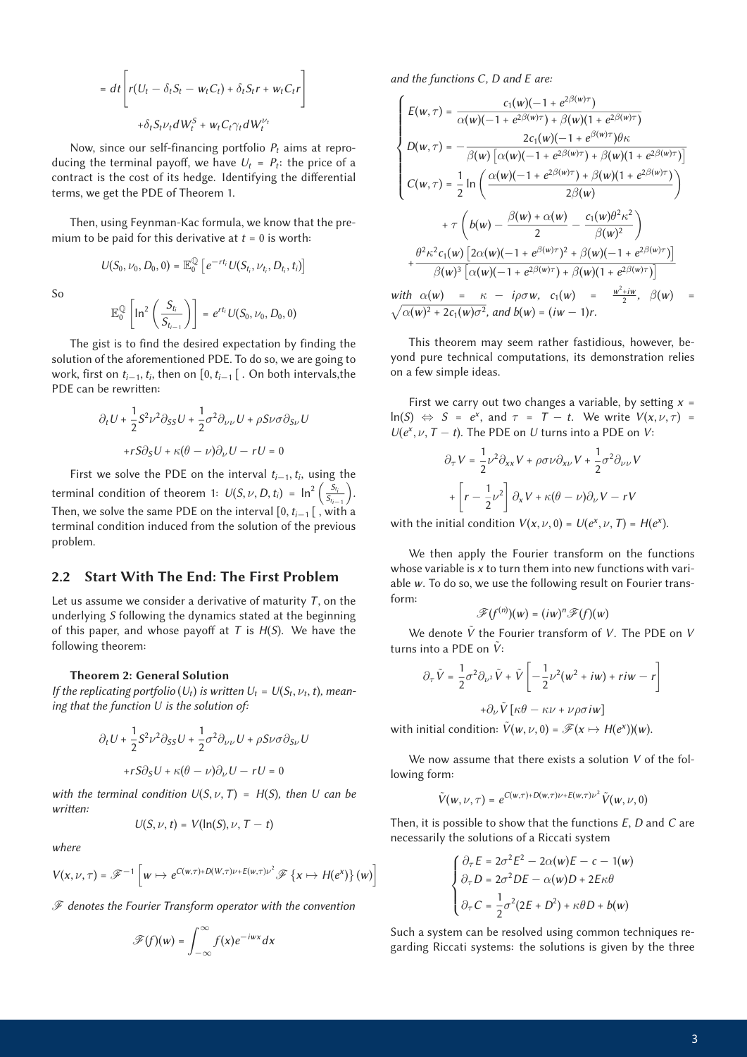$$= dt\left[r(U_t - \delta_t S_t - w_t C_t) + \delta_t S_t r + w_t C_t r\right]$$

$$+\delta_t S_t \nu_t dW_t^S + w_t C_t \gamma_t dW_t^{\nu_t}$$

Now, since our self-financing portfolio $P_t$ aims at reproducing the terminal payoff, we have $U_t = P_t$: the price of a contract is the cost of its hedge. Identifying the differential terms, we get the PDE of Theorem 1.

Then, using Feynman-Kac formula, we know that the premium to be paid for this derivative at $t = 0$ is worth:

$$U(S_0, \nu_0, D_0, 0) = \mathbb{E}_0^{\mathbb{Q}}\left[e^{-rt_i} U(S_{t_i}, \nu_{t_i}, D_{t_i}, t_i)\right]$$

So

$$\mathbb{E}_0^{\mathbb{Q}}\left[\ln^2\left(\frac{S_{t_i}}{S_{t_{i-1}}}\right)\right] = e^{rt_i} U(S_0, \nu_0, D_0, 0)$$

The gist is to find the desired expectation by finding the solution of the aforementioned PDE. To do so, we are going to work, first on $t_{i-1}, t_i$, then on $[0, t_{i-1}[$ . On both intervals,the PDE can be rewritten:

$$\partial_t U + \frac{1}{2}S^2\nu^2\partial_{SS}U + \frac{1}{2}\sigma^2\partial_{\nu\nu}U + \rho S\nu\sigma\partial_{S\nu}U$$

$$+rS\partial_S U + \kappa(\theta - \nu)\partial_\nu U - rU = 0$$

First we solve the PDE on the interval $t_{i-1}, t_i$, using the terminal condition of theorem 1: $U(S, \nu, D, t_i) = \ln^2\left(\frac{S_{t_i}}{S_{t_{i-1}}}\right)$. Then, we solve the same PDE on the interval $[0, t_{i-1}[$ , with a terminal condition induced from the solution of the previous problem.

## 2.2 Start With The End: The First Problem

Let us assume we consider a derivative of maturity $T$, on the underlying $S$ following the dynamics stated at the beginning of this paper, and whose payoff at $T$ is $H(S)$. We have the following theorem:

**Theorem 2: General Solution**

*If the replicating portfolio $(U_t)$ is written $U_t = U(S_t, \nu_t, t)$, meaning that the function $U$ is the solution of:*

$$\partial_t U + \frac{1}{2}S^2\nu^2\partial_{SS}U + \frac{1}{2}\sigma^2\partial_{\nu\nu}U + \rho S\nu\sigma\partial_{S\nu}U$$

$$+rS\partial_S U + \kappa(\theta - \nu)\partial_\nu U - rU = 0$$

*with the terminal condition $U(S, \nu, T) = H(S)$, then $U$ can be written:*

$$U(S, \nu, t) = V(\ln(S), \nu, T - t)$$

*where*

$$V(x, \nu, \tau) = \mathscr{F}^{-1}\left[w \mapsto e^{C(w,\tau)+D(W,\tau)\nu+E(w,\tau)\nu^2}\mathscr{F}\left\{x \mapsto H(e^x)\right\}(w)\right]$$

*$\mathscr{F}$ denotes the Fourier Transform operator with the convention*

$$\mathscr{F}(f)(w) = \int_{-\infty}^{\infty} f(x)e^{-iwx}dx$$

*and the functions $C$, $D$ and $E$ are:*

$$\begin{cases} E(w,\tau) = \dfrac{c_1(w)(-1 + e^{2\beta(w)\tau})}{\alpha(w)(-1 + e^{2\beta(w)\tau}) + \beta(w)(1 + e^{2\beta(w)\tau})} \\ D(w,\tau) = -\dfrac{2c_1(w)(-1 + e^{\beta(w)\tau})\theta\kappa}{\beta(w)\left[\alpha(w)(-1 + e^{2\beta(w)\tau}) + \beta(w)(1 + e^{2\beta(w)\tau})\right]} \\ C(w,\tau) = \dfrac{1}{2}\ln\left(\dfrac{\alpha(w)(-1 + e^{2\beta(w)\tau}) + \beta(w)(1 + e^{2\beta(w)\tau})}{2\beta(w)}\right) \end{cases}$$

$$+\tau\left(b(w) - \frac{\beta(w) + \alpha(w)}{2} - \frac{c_1(w)\theta^2\kappa^2}{\beta(w)^2}\right)$$

$$+\frac{\theta^2\kappa^2 c_1(w)\left[2\alpha(w)(-1 + e^{\beta(w)\tau})^2 + \beta(w)(-1 + e^{2\beta(w)\tau})\right]}{\beta(w)^3\left[\alpha(w)(-1 + e^{2\beta(w)\tau}) + \beta(w)(1 + e^{2\beta(w)\tau})\right]}$$

*with $\alpha(w) = \kappa - i\rho\sigma w$, $c_1(w) = \frac{w^2+iw}{2}$, $\beta(w) = \sqrt{\alpha(w)^2 + 2c_1(w)\sigma^2}$, and $b(w) = (iw - 1)r$.*

This theorem may seem rather fastidious, however, beyond pure technical computations, its demonstration relies on a few simple ideas.

First we carry out two changes a variable, by setting $x = \ln(S) \Leftrightarrow S = e^x$, and $\tau = T - t$. We write $V(x, \nu, \tau) = U(e^x, \nu, T - t)$. The PDE on $U$ turns into a PDE on $V$:

$$\partial_\tau V = \frac{1}{2}\nu^2\partial_{xx}V + \rho\sigma\nu\partial_{x\nu}V + \frac{1}{2}\sigma^2\partial_{\nu\nu}V$$

$$+\left[r - \frac{1}{2}\nu^2\right]\partial_x V + \kappa(\theta - \nu)\partial_\nu V - rV$$

with the initial condition $V(x, \nu, 0) = U(e^x, \nu, T) = H(e^x)$.

We then apply the Fourier transform on the functions whose variable is $x$ to turn them into new functions with variable $w$. To do so, we use the following result on Fourier transform:

$$\mathscr{F}(f^{(n)})(w) = (iw)^n\mathscr{F}(f)(w)$$

We denote $\tilde{V}$ the Fourier transform of $V$. The PDE on $V$ turns into a PDE on $\tilde{V}$:

$$\partial_\tau\tilde{V} = \frac{1}{2}\sigma^2\partial_{\nu^2}\tilde{V} + \tilde{V}\left[-\frac{1}{2}\nu^2(w^2 + iw) + riw - r\right]$$

$$+\partial_\nu\tilde{V}\left[\kappa\theta - \kappa\nu + \nu\rho\sigma iw\right]$$

with initial condition: $\tilde{V}(w, \nu, 0) = \mathscr{F}(x \mapsto H(e^x))(w)$.

We now assume that there exists a solution $V$ of the following form:

$$\tilde{V}(w, \nu, \tau) = e^{C(w,\tau)+D(w,\tau)\nu+E(w,\tau)\nu^2}\tilde{V}(w, \nu, 0)$$

Then, it is possible to show that the functions $E$, $D$ and $C$ are necessarily the solutions of a Riccati system

$$\begin{cases} \partial_\tau E = 2\sigma^2 E^2 - 2\alpha(w)E - c - 1(w) \\ \partial_\tau D = 2\sigma^2 DE - \alpha(w)D + 2E\kappa\theta \\ \partial_\tau C = \dfrac{1}{2}\sigma^2(2E + D^2) + \kappa\theta D + b(w) \end{cases}$$

Such a system can be resolved using common techniques regarding Riccati systems: the solutions is given by the three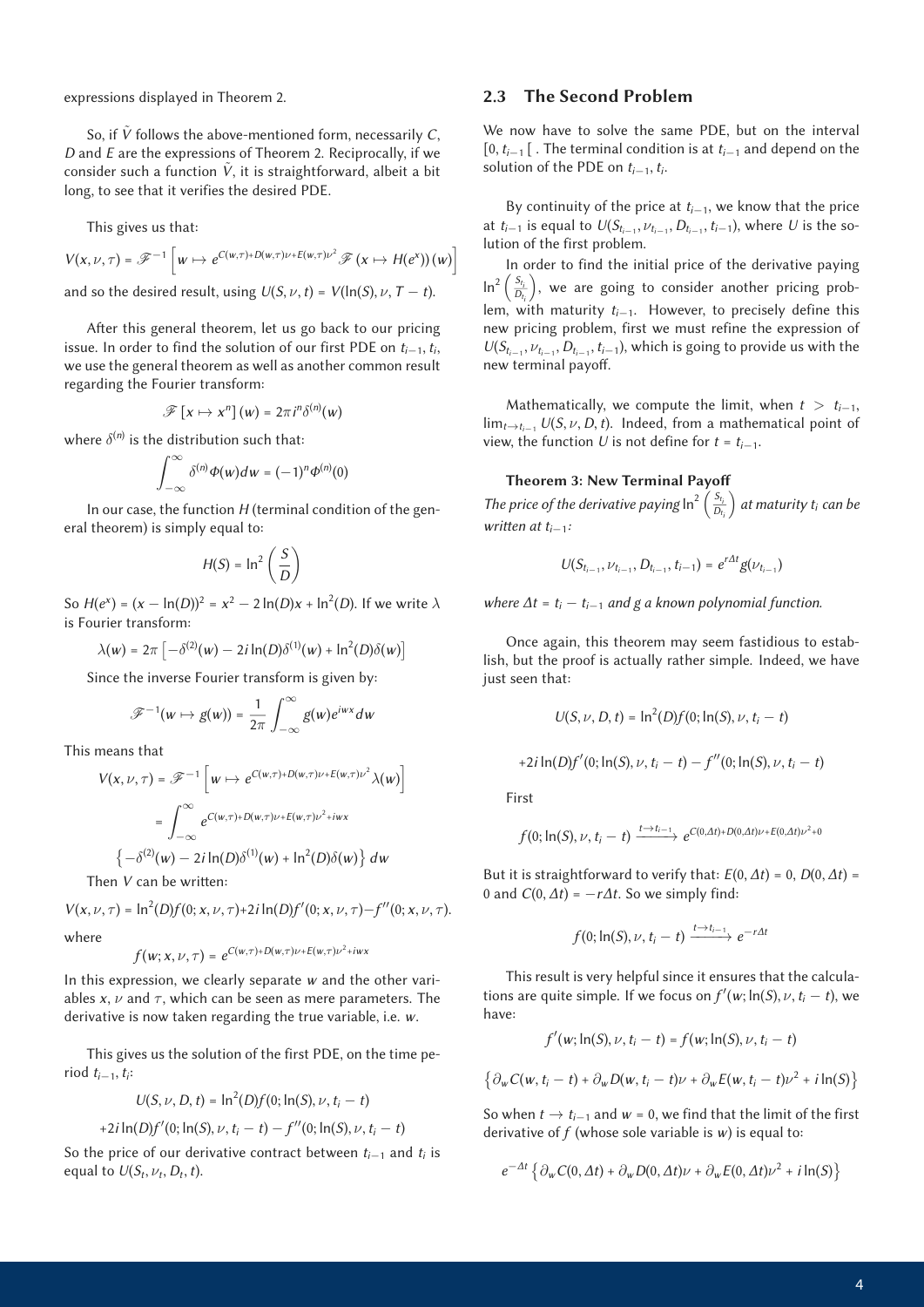expressions displayed in Theorem 2.

So, if $\tilde{V}$ follows the above-mentioned form, necessarily $C$, $D$ and $E$ are the expressions of Theorem 2. Reciprocally, if we consider such a function $\tilde{V}$, it is straightforward, albeit a bit long, to see that it verifies the desired PDE.

This gives us that:

$$V(x, \nu, \tau) = \mathscr{F}^{-1}\left[w \mapsto e^{C(w,\tau)+D(w,\tau)\nu+E(w,\tau)\nu^2}\mathscr{F}(x \mapsto H(e^x))(w)\right]$$

and so the desired result, using $U(S, \nu, t) = V(\ln(S), \nu, T - t)$.

After this general theorem, let us go back to our pricing issue. In order to find the solution of our first PDE on $t_{i-1}, t_i$, we use the general theorem as well as another common result regarding the Fourier transform:

$$\mathscr{F}\left[x \mapsto x^n\right](w) = 2\pi i^n \delta^{(n)}(w)$$

where $\delta^{(n)}$ is the distribution such that:

$$\int_{-\infty}^{\infty} \delta^{(n)}\Phi(w)dw = (-1)^n \Phi^{(n)}(0)$$

In our case, the function $H$ (terminal condition of the general theorem) is simply equal to:

$$H(S) = \ln^2\left(\frac{S}{D}\right)$$

So $H(e^x) = (x - \ln(D))^2 = x^2 - 2\ln(D)x + \ln^2(D)$. If we write $\lambda$ is Fourier transform:

$$\lambda(w) = 2\pi\left[-\delta^{(2)}(w) - 2i\ln(D)\delta^{(1)}(w) + \ln^2(D)\delta(w)\right]$$

Since the inverse Fourier transform is given by:

$$\mathscr{F}^{-1}(w \mapsto g(w)) = \frac{1}{2\pi}\int_{-\infty}^{\infty} g(w)e^{iwx}dw$$

This means that

$$V(x, \nu, \tau) = \mathscr{F}^{-1}\left[w \mapsto e^{C(w,\tau)+D(w,\tau)\nu+E(w,\tau)\nu^2}\lambda(w)\right]$$

$$= \int_{-\infty}^{\infty} e^{C(w,\tau)+D(w,\tau)\nu+E(w,\tau)\nu^2+iwx}$$

$$\left\{-\delta^{(2)}(w) - 2i\ln(D)\delta^{(1)}(w) + \ln^2(D)\delta(w)\right\}dw$$

Then $V$ can be written:

$$V(x, \nu, \tau) = \ln^2(D)f(0; x, \nu, \tau) + 2i\ln(D)f'(0; x, \nu, \tau) - f''(0; x, \nu, \tau).$$

where

$$f(w; x, \nu, \tau) = e^{C(w,\tau)+D(w,\tau)\nu+E(w,\tau)\nu^2+iwx}$$

In this expression, we clearly separate $w$ and the other variables $x$, $\nu$ and $\tau$, which can be seen as mere parameters. The derivative is now taken regarding the true variable, i.e. $w$.

This gives us the solution of the first PDE, on the time period $t_{i-1}, t_i$:

$$U(S, \nu, D, t) = \ln^2(D)f(0; \ln(S), \nu, t_i - t)$$

$$+2i\ln(D)f'(0; \ln(S), \nu, t_i - t) - f''(0; \ln(S), \nu, t_i - t)$$

So the price of our derivative contract between $t_{i-1}$ and $t_i$ is equal to $U(S_t, \nu_t, D_t, t)$.

## 2.3 The Second Problem

We now have to solve the same PDE, but on the interval $[0, t_{i-1}[$ . The terminal condition is at $t_{i-1}$ and depend on the solution of the PDE on $t_{i-1}, t_i$.

By continuity of the price at $t_{i-1}$, we know that the price at $t_{i-1}$ is equal to $U(S_{t_{i-1}}, \nu_{t_{i-1}}, D_{t_{i-1}}, t_{i-1})$, where $U$ is the solution of the first problem.

In order to find the initial price of the derivative paying $\ln^2\left(\frac{S_{t_i}}{D_{t_i}}\right)$, we are going to consider another pricing problem, with maturity $t_{i-1}$. However, to precisely define this new pricing problem, first we must refine the expression of $U(S_{t_{i-1}}, \nu_{t_{i-1}}, D_{t_{i-1}}, t_{i-1})$, which is going to provide us with the new terminal payoff.

Mathematically, we compute the limit, when $t > t_{i-1}$, $\lim_{t \to t_{i-1}} U(S, \nu, D, t)$. Indeed, from a mathematical point of view, the function $U$ is not define for $t = t_{i-1}$.

**Theorem 3: New Terminal Payoff**

*The price of the derivative paying* $\ln^2\left(\frac{S_{t_i}}{D_{t_i}}\right)$ *at maturity* $t_i$ *can be written at* $t_{i-1}$*:*

$$U(S_{t_{i-1}}, \nu_{t_{i-1}}, D_{t_{i-1}}, t_{i-1}) = e^{r\Delta t}g(\nu_{t_{i-1}})$$

*where* $\Delta t = t_i - t_{i-1}$ *and* $g$ *a known polynomial function.*

Once again, this theorem may seem fastidious to establish, but the proof is actually rather simple. Indeed, we have just seen that:

$$U(S, \nu, D, t) = \ln^2(D)f(0; \ln(S), \nu, t_i - t)$$

$$+2i\ln(D)f'(0; \ln(S), \nu, t_i - t) - f''(0; \ln(S), \nu, t_i - t)$$

First

$$f(0; \ln(S), \nu, t_i - t) \xrightarrow{t \to t_{i-1}} e^{C(0,\Delta t)+D(0,\Delta t)\nu+E(0,\Delta t)\nu^2+0}$$

But it is straightforward to verify that: $E(0, \Delta t) = 0$, $D(0, \Delta t) = 0$ and $C(0, \Delta t) = -r\Delta t$. So we simply find:

$$f(0; \ln(S), \nu, t_i - t) \xrightarrow{t \to t_{i-1}} e^{-r\Delta t}$$

This result is very helpful since it ensures that the calculations are quite simple. If we focus on $f'(w; \ln(S), \nu, t_i - t)$, we have:

$$f'(w; \ln(S), \nu, t_i - t) = f(w; \ln(S), \nu, t_i - t)$$

$$\left\{\partial_w C(w, t_i - t) + \partial_w D(w, t_i - t)\nu + \partial_w E(w, t_i - t)\nu^2 + i\ln(S)\right\}$$

So when $t \to t_{i-1}$ and $w = 0$, we find that the limit of the first derivative of $f$ (whose sole variable is $w$) is equal to:

$$e^{-\Delta t}\left\{\partial_w C(0, \Delta t) + \partial_w D(0, \Delta t)\nu + \partial_w E(0, \Delta t)\nu^2 + i\ln(S)\right\}$$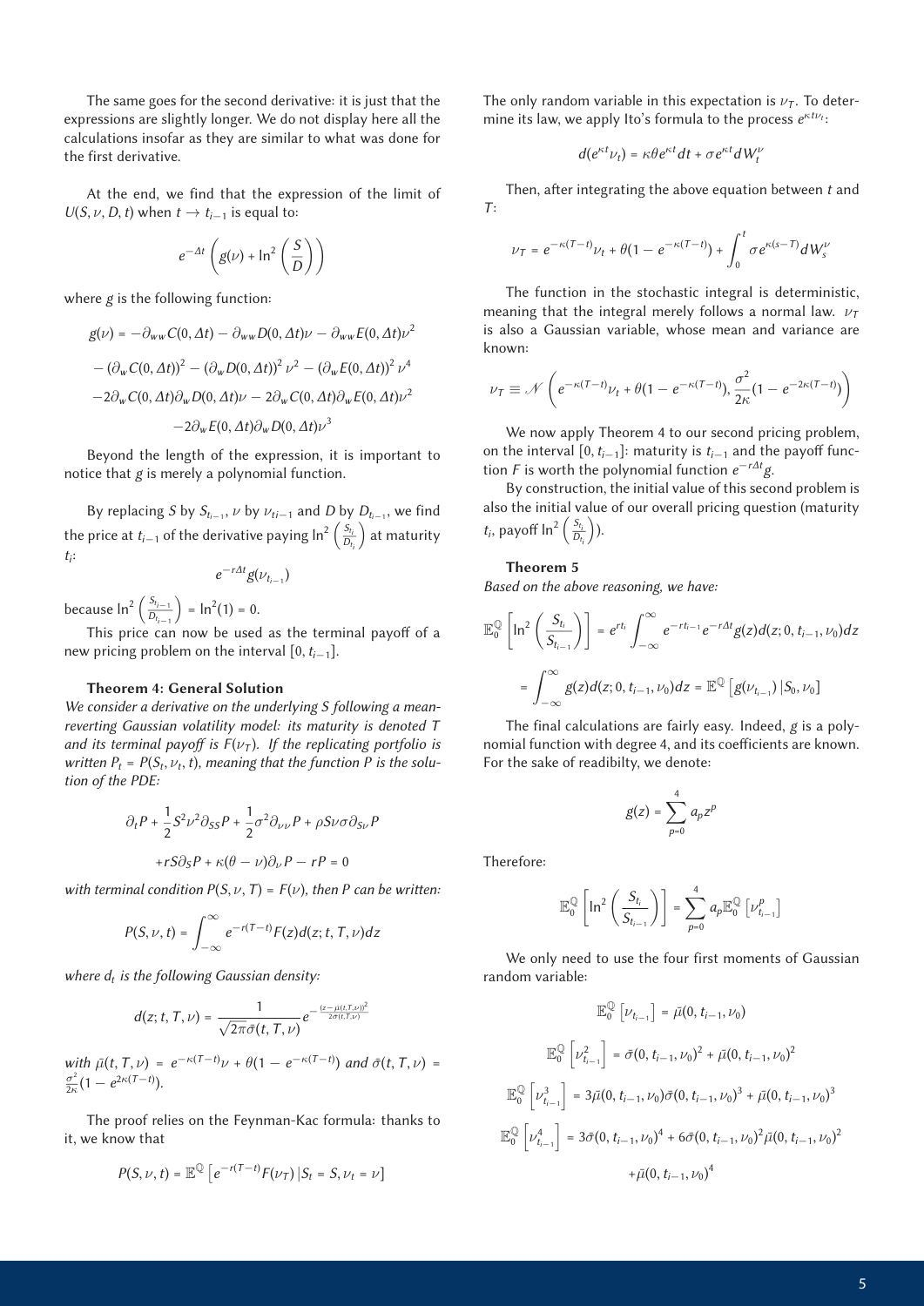The same goes for the second derivative: it is just that the expressions are slightly longer. We do not display here all the calculations insofar as they are similar to what was done for the first derivative.

At the end, we find that the expression of the limit of $U(S, \nu, D, t)$ when $t \to t_{i-1}$ is equal to:

$$e^{-\Delta t}\left(g(\nu) + \ln^2\left(\frac{S}{D}\right)\right)$$

where $g$ is the following function:

$$
\begin{aligned}
g(\nu) = & -\partial_{ww}C(0,\Delta t) - \partial_{ww}D(0,\Delta t)\nu - \partial_{ww}E(0,\Delta t)\nu^2 \\
& - (\partial_w C(0,\Delta t))^2 - (\partial_w D(0,\Delta t))^2\nu^2 - (\partial_w E(0,\Delta t))^2\nu^4 \\
& -2\partial_w C(0,\Delta t)\partial_w D(0,\Delta t)\nu - 2\partial_w C(0,\Delta t)\partial_w E(0,\Delta t)\nu^2 \\
& -2\partial_w E(0,\Delta t)\partial_w D(0,\Delta t)\nu^3
\end{aligned}
$$

Beyond the length of the expression, it is important to notice that $g$ is merely a polynomial function.

By replacing $S$ by $S_{t_{i-1}}$, $\nu$ by $\nu_{ti-1}$ and $D$ by $D_{t_{i-1}}$, we find the price at $t_{i-1}$ of the derivative paying $\ln^2\left(\frac{S_{t_i}}{D_{t_i}}\right)$ at maturity $t_i$:

$$e^{-r\Delta t}g(\nu_{t_{i-1}})$$

because $\ln^2\left(\frac{S_{t_{i-1}}}{D_{t_{i-1}}}\right) = \ln^2(1) = 0$.

This price can now be used as the terminal payoff of a new pricing problem on the interval $[0, t_{i-1}]$.

**Theorem 4: General Solution**

*We consider a derivative on the underlying $S$ following a mean-reverting Gaussian volatility model: its maturity is denoted $T$ and its terminal payoff is $F(\nu_T)$. If the replicating portfolio is written $P_t = P(S_t, \nu_t, t)$, meaning that the function $P$ is the solution of the PDE:*

$$
\begin{aligned}
\partial_t P + \frac{1}{2}S^2\nu^2\partial_{SS}P + \frac{1}{2}\sigma^2\partial_{\nu\nu}P + \rho S\nu\sigma\partial_{S\nu}P \\
+ rS\partial_S P + \kappa(\theta - \nu)\partial_\nu P - rP = 0
\end{aligned}
$$

*with terminal condition $P(S, \nu, T) = F(\nu)$, then $P$ can be written:*

$$P(S,\nu,t) = \int_{-\infty}^{\infty} e^{-r(T-t)}F(z)d(z;t,T,\nu)dz$$

*where $d_t$ is the following Gaussian density:*

$$d(z;t,T,\nu) = \frac{1}{\sqrt{2\pi}\bar{\sigma}(t,T,\nu)}e^{-\frac{(z-\bar{\mu}(t,T,\nu))^2}{2\bar{\sigma}(t,T,\nu)}}$$

*with $\bar{\mu}(t,T,\nu) = e^{-\kappa(T-t)}\nu + \theta(1 - e^{-\kappa(T-t)})$ and $\bar{\sigma}(t,T,\nu) = \frac{\sigma^2}{2\kappa}(1 - e^{2\kappa(T-t)})$.*

The proof relies on the Feynman-Kac formula: thanks to it, we know that

$$P(S,\nu,t) = \mathbb{E}^{\mathbb{Q}}\left[e^{-r(T-t)}F(\nu_T)\,|S_t = S, \nu_t = \nu\right]$$

The only random variable in this expectation is $\nu_T$. To determine its law, we apply Ito's formula to the process $e^{\kappa t\nu_t}$:

$$d(e^{\kappa t}\nu_t) = \kappa\theta e^{\kappa t}dt + \sigma e^{\kappa t}dW_t^\nu$$

Then, after integrating the above equation between $t$ and $T$:

$$\nu_T = e^{-\kappa(T-t)}\nu_t + \theta(1 - e^{-\kappa(T-t)}) + \int_0^t \sigma e^{\kappa(s-T)}dW_s^\nu$$

The function in the stochastic integral is deterministic, meaning that the integral merely follows a normal law. $\nu_T$ is also a Gaussian variable, whose mean and variance are known:

$$\nu_T \equiv \mathcal{N}\left(e^{-\kappa(T-t)}\nu_t + \theta(1 - e^{-\kappa(T-t)}), \frac{\sigma^2}{2\kappa}(1 - e^{-2\kappa(T-t)})\right)$$

We now apply Theorem 4 to our second pricing problem, on the interval $[0, t_{i-1}]$: maturity is $t_{i-1}$ and the payoff function $F$ is worth the polynomial function $e^{-r\Delta t}g$.

By construction, the initial value of this second problem is also the initial value of our overall pricing question (maturity $t_i$, payoff $\ln^2\left(\frac{S_{t_i}}{D_{t_i}}\right)$).

**Theorem 5**

*Based on the above reasoning, we have:*

$$
\begin{aligned}
\mathbb{E}_0^{\mathbb{Q}}\left[\ln^2\left(\frac{S_{t_i}}{S_{t_{i-1}}}\right)\right] &= e^{rt_i}\int_{-\infty}^{\infty} e^{-rt_{i-1}}e^{-r\Delta t}g(z)d(z;0,t_{i-1},\nu_0)dz \\
&= \int_{-\infty}^{\infty} g(z)d(z;0,t_{i-1},\nu_0)dz = \mathbb{E}^{\mathbb{Q}}\left[g(\nu_{t_{i-1}})\,|S_0, \nu_0\right]
\end{aligned}
$$

The final calculations are fairly easy. Indeed, $g$ is a polynomial function with degree 4, and its coefficients are known. For the sake of readibilty, we denote:

$$g(z) = \sum_{p=0}^{4} a_p z^p$$

Therefore:

$$\mathbb{E}_0^{\mathbb{Q}}\left[\ln^2\left(\frac{S_{t_i}}{S_{t_{i-1}}}\right)\right] = \sum_{p=0}^{4} a_p\mathbb{E}_0^{\mathbb{Q}}\left[\nu_{t_{i-1}}^p\right]$$

We only need to use the four first moments of Gaussian random variable:

$$
\begin{aligned}
\mathbb{E}_0^{\mathbb{Q}}\left[\nu_{t_{i-1}}\right] &= \bar{\mu}(0,t_{i-1},\nu_0) \\
\mathbb{E}_0^{\mathbb{Q}}\left[\nu_{t_{i-1}}^2\right] &= \bar{\sigma}(0,t_{i-1},\nu_0)^2 + \bar{\mu}(0,t_{i-1},\nu_0)^2 \\
\mathbb{E}_0^{\mathbb{Q}}\left[\nu_{t_{i-1}}^3\right] &= 3\bar{\mu}(0,t_{i-1},\nu_0)\bar{\sigma}(0,t_{i-1},\nu_0)^3 + \bar{\mu}(0,t_{i-1},\nu_0)^3 \\
\mathbb{E}_0^{\mathbb{Q}}\left[\nu_{t_{i-1}}^4\right] &= 3\bar{\sigma}(0,t_{i-1},\nu_0)^4 + 6\bar{\sigma}(0,t_{i-1},\nu_0)^2\bar{\mu}(0,t_{i-1},\nu_0)^2 \\
&\quad + \bar{\mu}(0,t_{i-1},\nu_0)^4
\end{aligned}
$$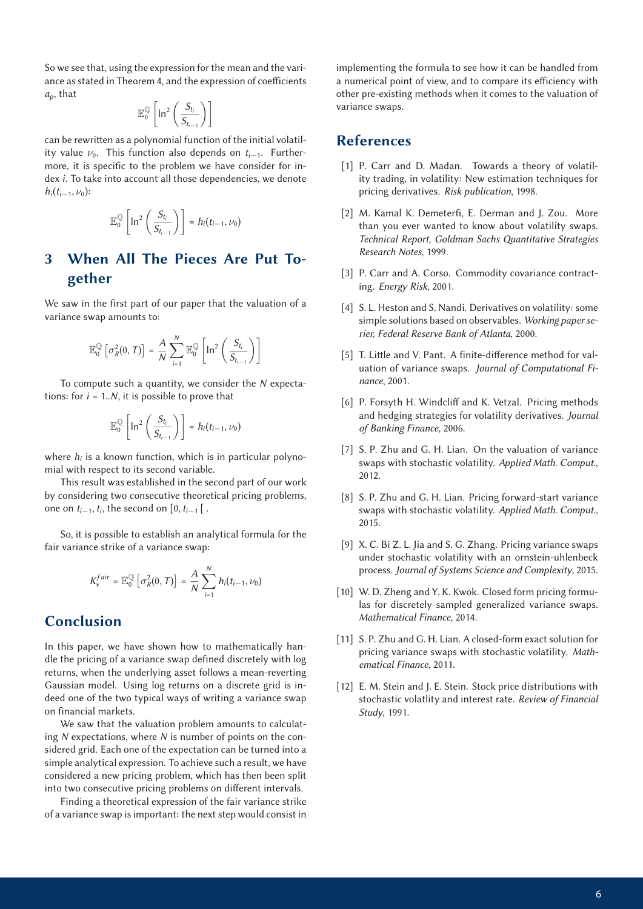So we see that, using the expression for the mean and the variance as stated in Theorem 4, and the expression of coefficients $a_p$, that

$$\mathbb{E}_0^{\mathbb{Q}}\left[\ln^2\left(\frac{S_{t_i}}{S_{t_{i-1}}}\right)\right]$$

can be rewritten as a polynomial function of the initial volatility value $\nu_0$. This function also depends on $t_{i-1}$. Furthermore, it is specific to the problem we have consider for index $i$. To take into account all those dependencies, we denote $h_i(t_{i-1}, \nu_0)$:

$$\mathbb{E}_0^{\mathbb{Q}}\left[\ln^2\left(\frac{S_{t_i}}{S_{t_{i-1}}}\right)\right] = h_i(t_{i-1}, \nu_0)$$

## 3 When All The Pieces Are Put Together

We saw in the first part of our paper that the valuation of a variance swap amounts to:

$$\mathbb{E}_0^{\mathbb{Q}}\left[\sigma_R^2(0,T)\right] = \frac{A}{N}\sum_{i=1}^{N}\mathbb{E}_0^{\mathbb{Q}}\left[\ln^2\left(\frac{S_{t_i}}{S_{t_{i-1}}}\right)\right]$$

To compute such a quantity, we consider the $N$ expectations: for $i = 1..N$, it is possible to prove that

$$\mathbb{E}_0^{\mathbb{Q}}\left[\ln^2\left(\frac{S_{t_i}}{S_{t_{i-1}}}\right)\right] = h_i(t_{i-1}, \nu_0)$$

where $h_i$ is a known function, which is in particular polynomial with respect to its second variable.

This result was established in the second part of our work by considering two consecutive theoretical pricing problems, one on $t_{i-1}, t_i$, the second on $[0, t_{i-1}[$ .

So, it is possible to establish an analytical formula for the fair variance strike of a variance swap:

$$K_v^{fair} = \mathbb{E}_0^{\mathbb{Q}}\left[\sigma_R^2(0,T)\right] = \frac{A}{N}\sum_{i=1}^{N} h_i(t_{i-1}, \nu_0)$$

## Conclusion

In this paper, we have shown how to mathematically handle the pricing of a variance swap defined discretely with log returns, when the underlying asset follows a mean-reverting Gaussian model. Using log returns on a discrete grid is indeed one of the two typical ways of writing a variance swap on financial markets.

We saw that the valuation problem amounts to calculating $N$ expectations, where $N$ is number of points on the considered grid. Each one of the expectation can be turned into a simple analytical expression. To achieve such a result, we have considered a new pricing problem, which has then been split into two consecutive pricing problems on different intervals.

Finding a theoretical expression of the fair variance strike of a variance swap is important: the next step would consist in implementing the formula to see how it can be handled from a numerical point of view, and to compare its efficiency with other pre-existing methods when it comes to the valuation of variance swaps.

## References

[1] P. Carr and D. Madan. Towards a theory of volatility trading, in volatility: New estimation techniques for pricing derivatives. *Risk publication*, 1998.

[2] M. Kamal K. Demeterfi, E. Derman and J. Zou. More than you ever wanted to know about volatility swaps. *Technical Report, Goldman Sachs Quantitative Strategies Research Notes*, 1999.

[3] P. Carr and A. Corso. Commodity covariance contracting. *Energy Risk*, 2001.

[4] S. L. Heston and S. Nandi. Derivatives on volatility: some simple solutions based on observables. *Working paper serier, Federal Reserve Bank of Atlanta*, 2000.

[5] T. Little and V. Pant. A finite-difference method for valuation of variance swaps. *Journal of Computational Finance*, 2001.

[6] P. Forsyth H. Windcliff and K. Vetzal. Pricing methods and hedging strategies for volatility derivatives. *Journal of Banking Finance*, 2006.

[7] S. P. Zhu and G. H. Lian. On the valuation of variance swaps with stochastic volatility. *Applied Math. Comput.*, 2012.

[8] S. P. Zhu and G. H. Lian. Pricing forward-start variance swaps with stochastic volatility. *Applied Math. Comput.*, 2015.

[9] X. C. Bi Z. L. Jia and S. G. Zhang. Pricing variance swaps under stochastic volatility with an ornstein-uhlenbeck process. *Journal of Systems Science and Complexity*, 2015.

[10] W. D. Zheng and Y. K. Kwok. Closed form pricing formulas for discretely sampled generalized variance swaps. *Mathematical Finance*, 2014.

[11] S. P. Zhu and G. H. Lian. A closed-form exact solution for pricing variance swaps with stochastic volatility. *Mathematical Finance*, 2011.

[12] E. M. Stein and J. E. Stein. Stock price distributions with stochastic volatlity and interest rate. *Review of Financial Study*, 1991.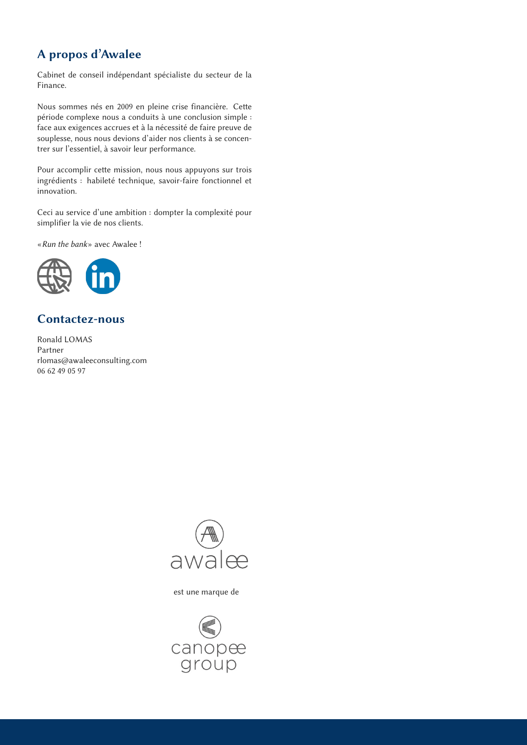## A propos d'Awalee

Cabinet de conseil indépendant spécialiste du secteur de la Finance.

Nous sommes nés en 2009 en pleine crise financière. Cette période complexe nous a conduits à une conclusion simple : face aux exigences accrues et à la nécessité de faire preuve de souplesse, nous nous devions d'aider nos clients à se concentrer sur l'essentiel, à savoir leur performance.

Pour accomplir cette mission, nous nous appuyons sur trois ingrédients : habileté technique, savoir-faire fonctionnel et innovation.

Ceci au service d'une ambition : dompter la complexité pour simplifier la vie de nos clients.

«*Run the bank*» avec Awalee !

## Contactez-nous

Ronald LOMAS
Partner
rlomas@awaleeconsulting.com
06 62 49 05 97

awalee

est une marque de

canopee group